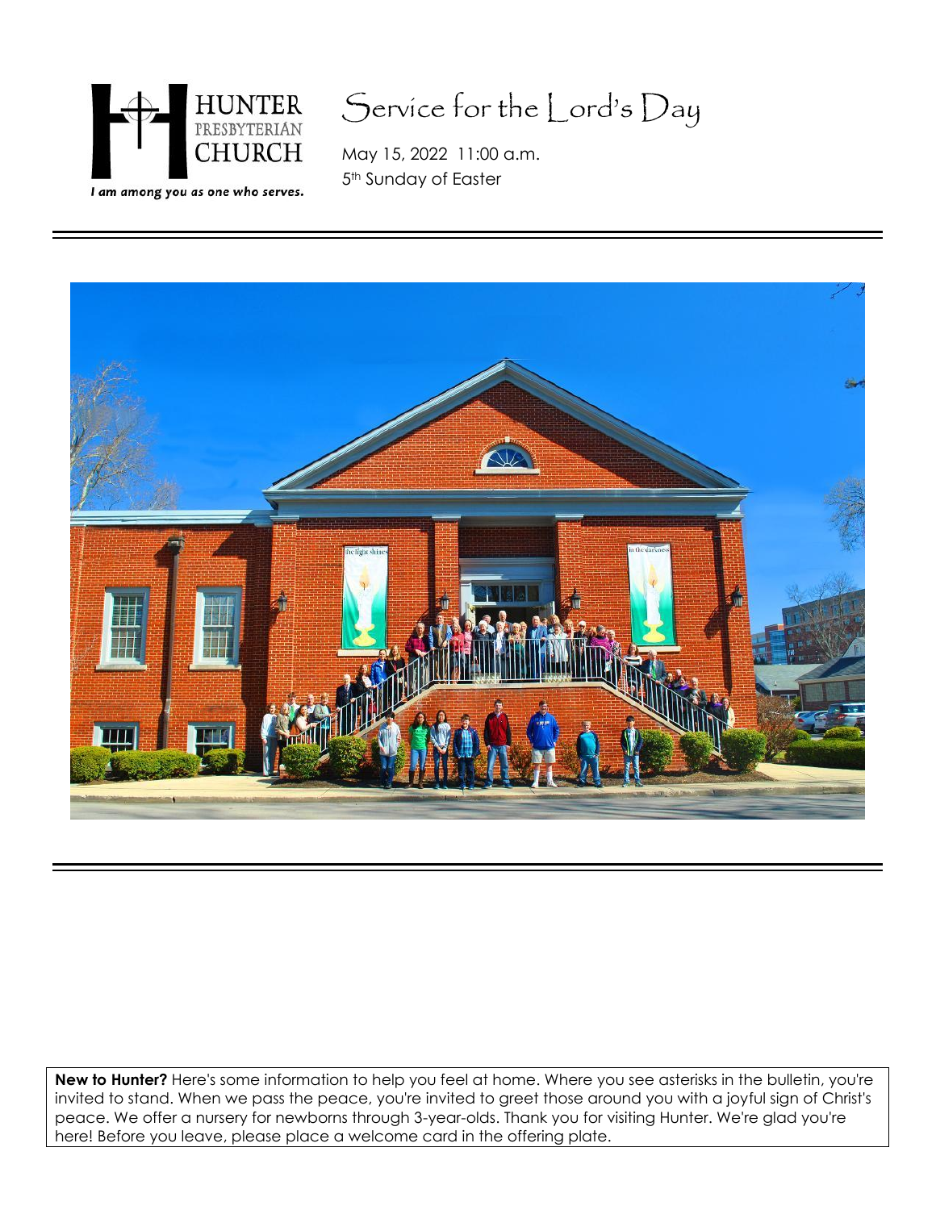HUNTER PRESBYTERIAN CHURCH

*I am among you as one who serves.*

# Service for the Lord's Day

May 15, 2022 11:00 a.m.
5th Sunday of Easter

**New to Hunter?** Here's some information to help you feel at home. Where you see asterisks in the bulletin, you're invited to stand. When we pass the peace, you're invited to greet those around you with a joyful sign of Christ's peace. We offer a nursery for newborns through 3-year-olds. Thank you for visiting Hunter. We're glad you're here! Before you leave, please place a welcome card in the offering plate.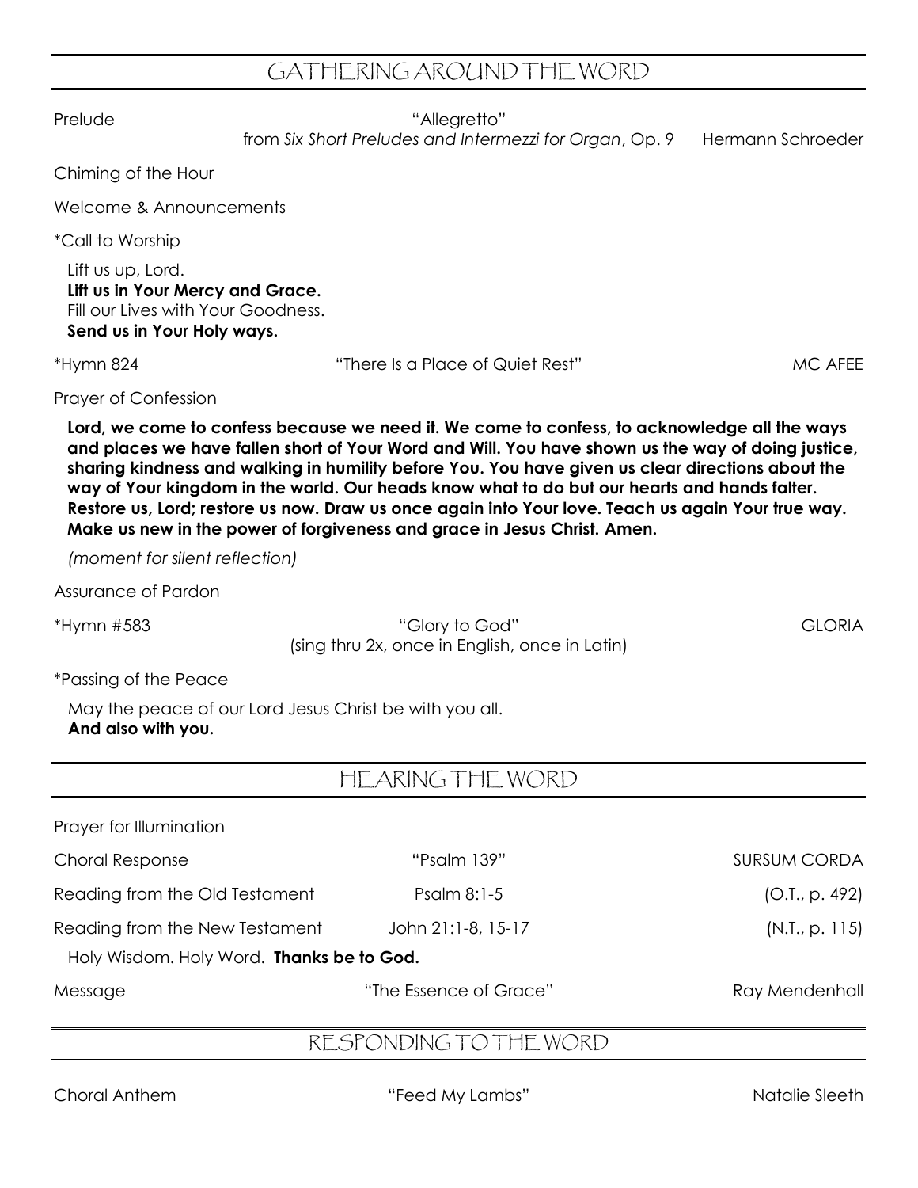## GATHERING AROUND THE WORD

Prelude — "Allegretto" from *Six Short Preludes and Intermezzi for Organ*, Op. 9 — Hermann Schroeder

Chiming of the Hour

Welcome & Announcements

*Call to Worship

Lift us up, Lord.
**Lift us in Your Mercy and Grace.**
Fill our Lives with Your Goodness.
**Send us in Your Holy ways.**

*Hymn 824 — "There Is a Place of Quiet Rest" — MC AFEE

Prayer of Confession

**Lord, we come to confess because we need it. We come to confess, to acknowledge all the ways and places we have fallen short of Your Word and Will. You have shown us the way of doing justice, sharing kindness and walking in humility before You. You have given us clear directions about the way of Your kingdom in the world. Our heads know what to do but our hearts and hands falter. Restore us, Lord; restore us now. Draw us once again into Your love. Teach us again Your true way. Make us new in the power of forgiveness and grace in Jesus Christ. Amen.**

*(moment for silent reflection)*

Assurance of Pardon

*Hymn #583 — "Glory to God" (sing thru 2x, once in English, once in Latin) — GLORIA

*Passing of the Peace

May the peace of our Lord Jesus Christ be with you all.
**And also with you.**

## HEARING THE WORD

Prayer for Illumination

Choral Response — "Psalm 139" — SURSUM CORDA

Reading from the Old Testament — Psalm 8:1-5 — (O.T., p. 492)

Reading from the New Testament — John 21:1-8, 15-17 — (N.T., p. 115)

Holy Wisdom. Holy Word. **Thanks be to God.**

Message — "The Essence of Grace" — Ray Mendenhall

## RESPONDING TO THE WORD

Choral Anthem — "Feed My Lambs" — Natalie Sleeth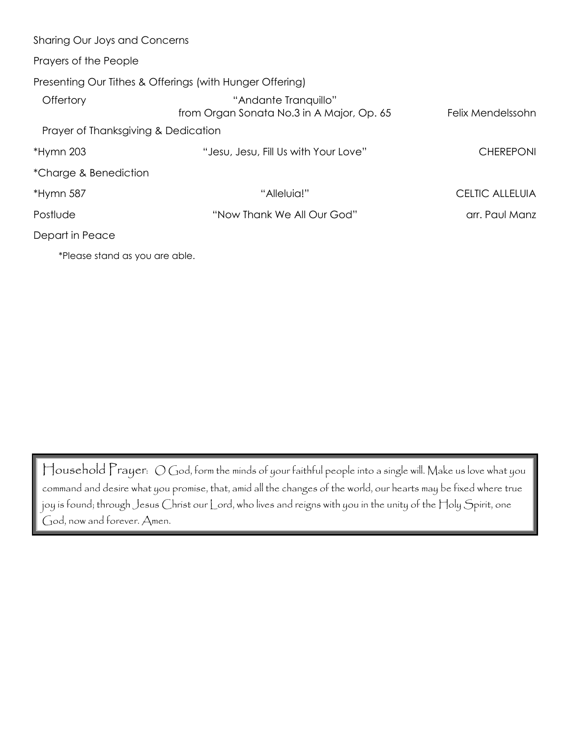Sharing Our Joys and Concerns

Prayers of the People

Presenting Our Tithes & Offerings (with Hunger Offering)

| | | |
|---|---|---|
| Offertory | "Andante Tranquillo" from Organ Sonata No.3 in A Major, Op. 65 | Felix Mendelssohn |
| Prayer of Thanksgiving & Dedication | | |
| *Hymn 203 | "Jesu, Jesu, Fill Us with Your Love" | CHEREPONI |
| *Charge & Benediction | | |
| *Hymn 587 | "Alleluia!" | CELTIC ALLELUIA |
| Postlude | "Now Thank We All Our God" | arr. Paul Manz |

Depart in Peace

*Please stand as you are able.

Household Prayer: O God, form the minds of your faithful people into a single will. Make us love what you command and desire what you promise, that, amid all the changes of the world, our hearts may be fixed where true joy is found; through Jesus Christ our Lord, who lives and reigns with you in the unity of the Holy Spirit, one God, now and forever. Amen.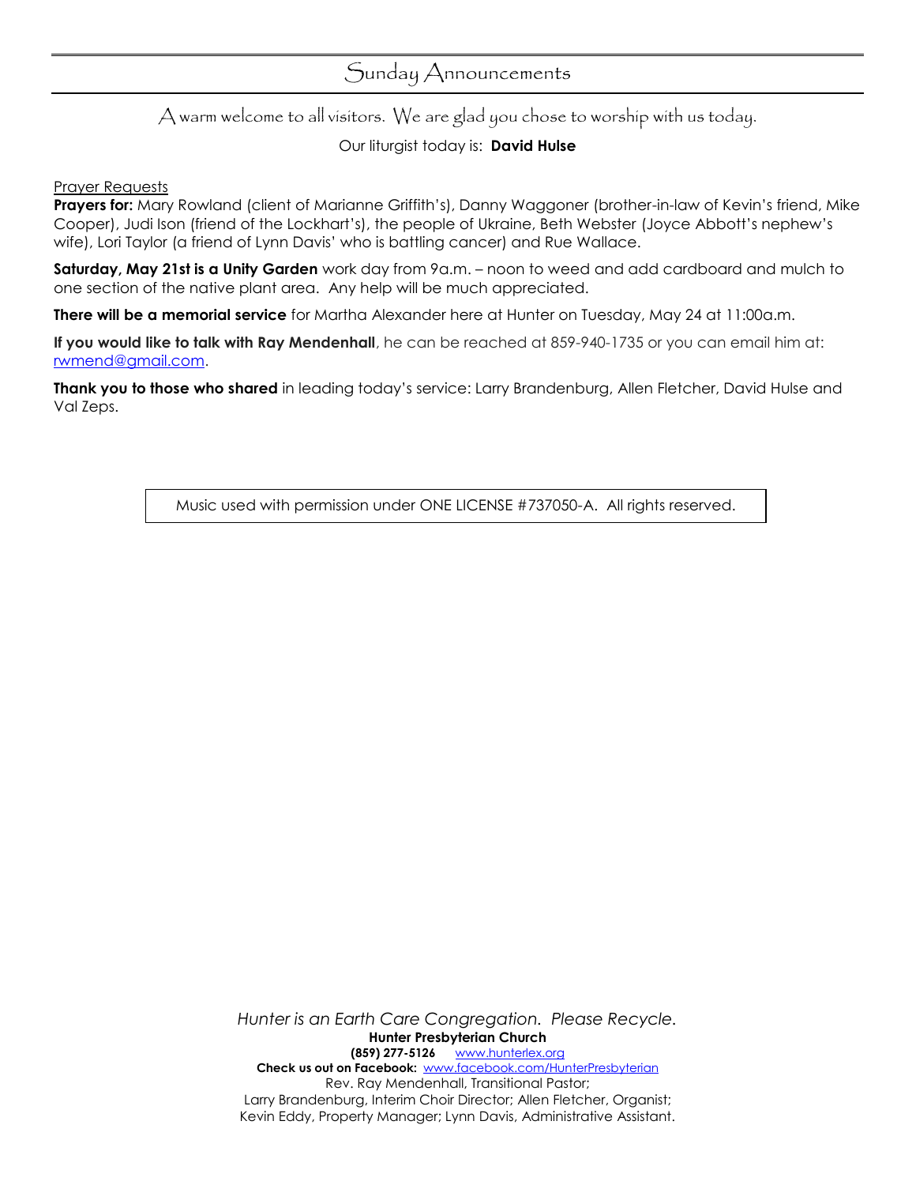# Sunday Announcements

A warm welcome to all visitors. We are glad you chose to worship with us today.

Our liturgist today is: **David Hulse**

Prayer Requests

**Prayers for:** Mary Rowland (client of Marianne Griffith's), Danny Waggoner (brother-in-law of Kevin's friend, Mike Cooper), Judi Ison (friend of the Lockhart's), the people of Ukraine, Beth Webster (Joyce Abbott's nephew's wife), Lori Taylor (a friend of Lynn Davis' who is battling cancer) and Rue Wallace.

**Saturday, May 21st is a Unity Garden** work day from 9a.m. – noon to weed and add cardboard and mulch to one section of the native plant area. Any help will be much appreciated.

**There will be a memorial service** for Martha Alexander here at Hunter on Tuesday, May 24 at 11:00a.m.

**If you would like to talk with Ray Mendenhall**, he can be reached at 859-940-1735 or you can email him at: rwmend@gmail.com.

**Thank you to those who shared** in leading today's service: Larry Brandenburg, Allen Fletcher, David Hulse and Val Zeps.

Music used with permission under ONE LICENSE #737050-A. All rights reserved.

*Hunter is an Earth Care Congregation. Please Recycle.*

**Hunter Presbyterian Church**

**(859) 277-5126** www.hunterlex.org

**Check us out on Facebook:** www.facebook.com/HunterPresbyterian

Rev. Ray Mendenhall, Transitional Pastor;
Larry Brandenburg, Interim Choir Director; Allen Fletcher, Organist;
Kevin Eddy, Property Manager; Lynn Davis, Administrative Assistant.